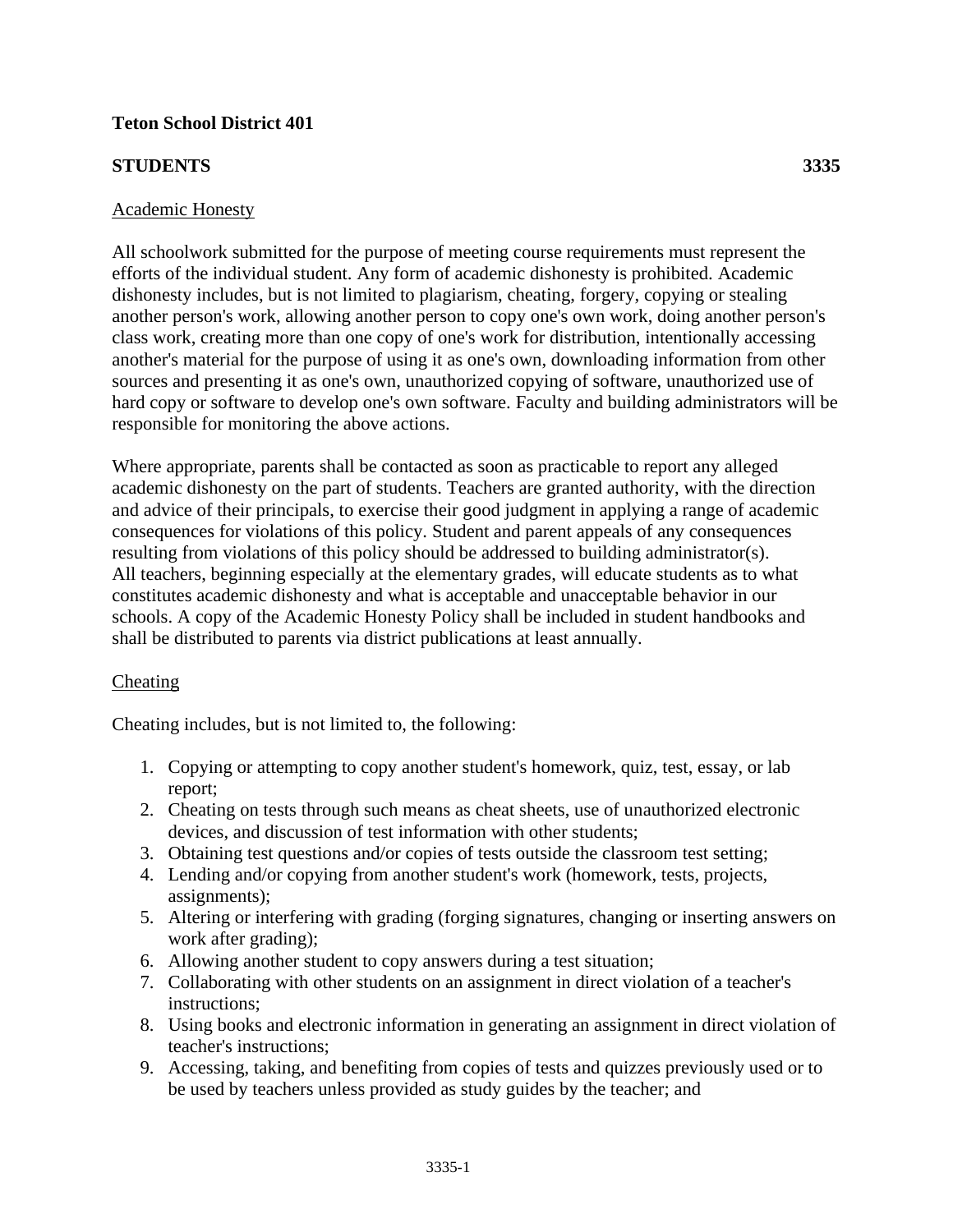**Teton School District 401**

**STUDENTS** **3335**

Academic Honesty

All schoolwork submitted for the purpose of meeting course requirements must represent the efforts of the individual student. Any form of academic dishonesty is prohibited. Academic dishonesty includes, but is not limited to plagiarism, cheating, forgery, copying or stealing another person's work, allowing another person to copy one's own work, doing another person's class work, creating more than one copy of one's work for distribution, intentionally accessing another's material for the purpose of using it as one's own, downloading information from other sources and presenting it as one's own, unauthorized copying of software, unauthorized use of hard copy or software to develop one's own software. Faculty and building administrators will be responsible for monitoring the above actions.

Where appropriate, parents shall be contacted as soon as practicable to report any alleged academic dishonesty on the part of students. Teachers are granted authority, with the direction and advice of their principals, to exercise their good judgment in applying a range of academic consequences for violations of this policy. Student and parent appeals of any consequences resulting from violations of this policy should be addressed to building administrator(s). All teachers, beginning especially at the elementary grades, will educate students as to what constitutes academic dishonesty and what is acceptable and unacceptable behavior in our schools. A copy of the Academic Honesty Policy shall be included in student handbooks and shall be distributed to parents via district publications at least annually.

Cheating

Cheating includes, but is not limited to, the following:

1. Copying or attempting to copy another student's homework, quiz, test, essay, or lab report;
2. Cheating on tests through such means as cheat sheets, use of unauthorized electronic devices, and discussion of test information with other students;
3. Obtaining test questions and/or copies of tests outside the classroom test setting;
4. Lending and/or copying from another student's work (homework, tests, projects, assignments);
5. Altering or interfering with grading (forging signatures, changing or inserting answers on work after grading);
6. Allowing another student to copy answers during a test situation;
7. Collaborating with other students on an assignment in direct violation of a teacher's instructions;
8. Using books and electronic information in generating an assignment in direct violation of teacher's instructions;
9. Accessing, taking, and benefiting from copies of tests and quizzes previously used or to be used by teachers unless provided as study guides by the teacher; and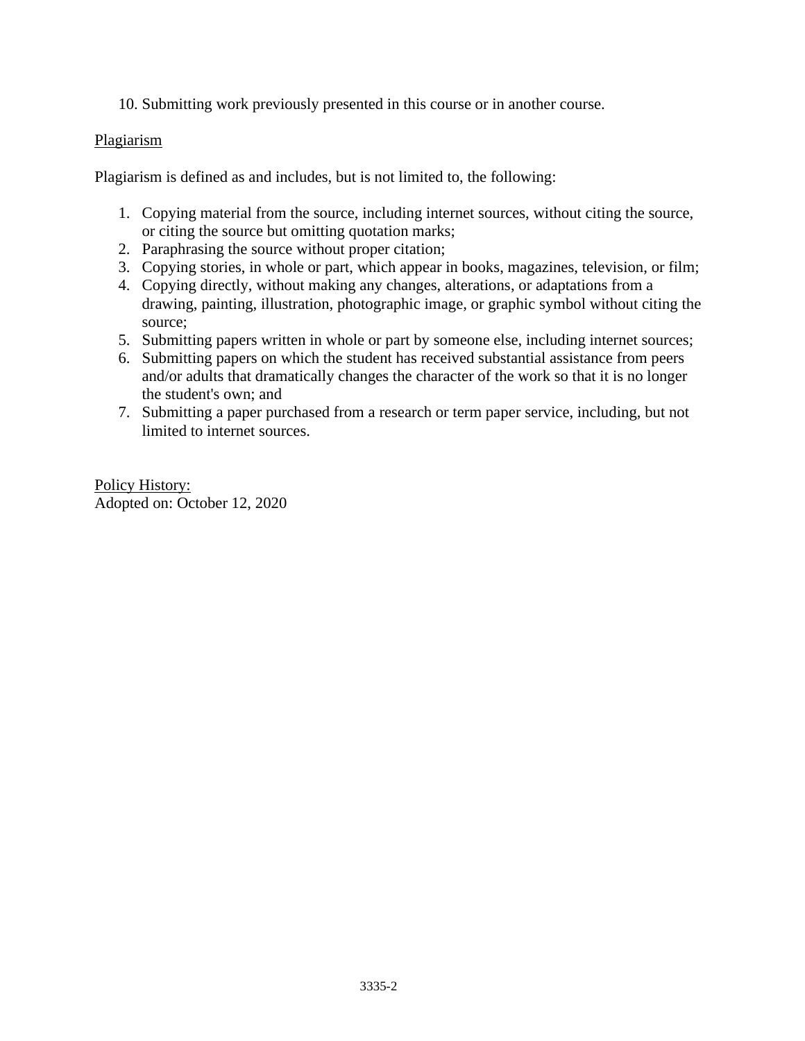10. Submitting work previously presented in this course or in another course.

Plagiarism

Plagiarism is defined as and includes, but is not limited to, the following:

1. Copying material from the source, including internet sources, without citing the source, or citing the source but omitting quotation marks;
2. Paraphrasing the source without proper citation;
3. Copying stories, in whole or part, which appear in books, magazines, television, or film;
4. Copying directly, without making any changes, alterations, or adaptations from a drawing, painting, illustration, photographic image, or graphic symbol without citing the source;
5. Submitting papers written in whole or part by someone else, including internet sources;
6. Submitting papers on which the student has received substantial assistance from peers and/or adults that dramatically changes the character of the work so that it is no longer the student's own; and
7. Submitting a paper purchased from a research or term paper service, including, but not limited to internet sources.

Policy History:
Adopted on: October 12, 2020